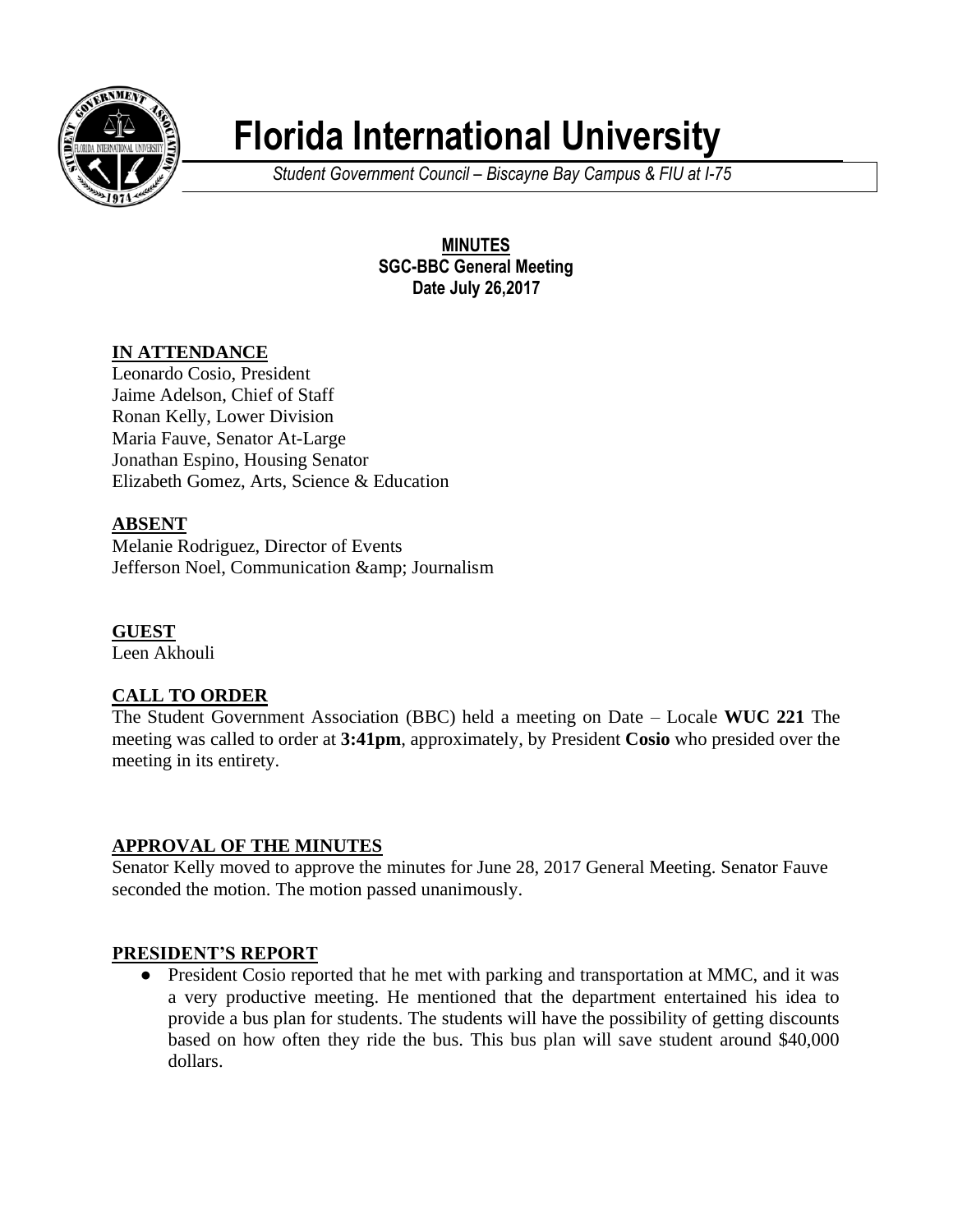# Florida International University

*Student Government Council – Biscayne Bay Campus & FIU at I-75*

**MINUTES**
**SGC-BBC General Meeting**
**Date July 26,2017**

## IN ATTENDANCE

Leonardo Cosio, President
Jaime Adelson, Chief of Staff
Ronan Kelly, Lower Division
Maria Fauve, Senator At-Large
Jonathan Espino, Housing Senator
Elizabeth Gomez, Arts, Science & Education

## ABSENT

Melanie Rodriguez, Director of Events
Jefferson Noel, Communication &amp; Journalism

## GUEST

Leen Akhouli

## CALL TO ORDER

The Student Government Association (BBC) held a meeting on Date – Locale **WUC 221** The meeting was called to order at **3:41pm**, approximately, by President **Cosio** who presided over the meeting in its entirety.

## APPROVAL OF THE MINUTES

Senator Kelly moved to approve the minutes for June 28, 2017 General Meeting. Senator Fauve seconded the motion. The motion passed unanimously.

## PRESIDENT'S REPORT

- President Cosio reported that he met with parking and transportation at MMC, and it was a very productive meeting. He mentioned that the department entertained his idea to provide a bus plan for students. The students will have the possibility of getting discounts based on how often they ride the bus. This bus plan will save student around $40,000 dollars.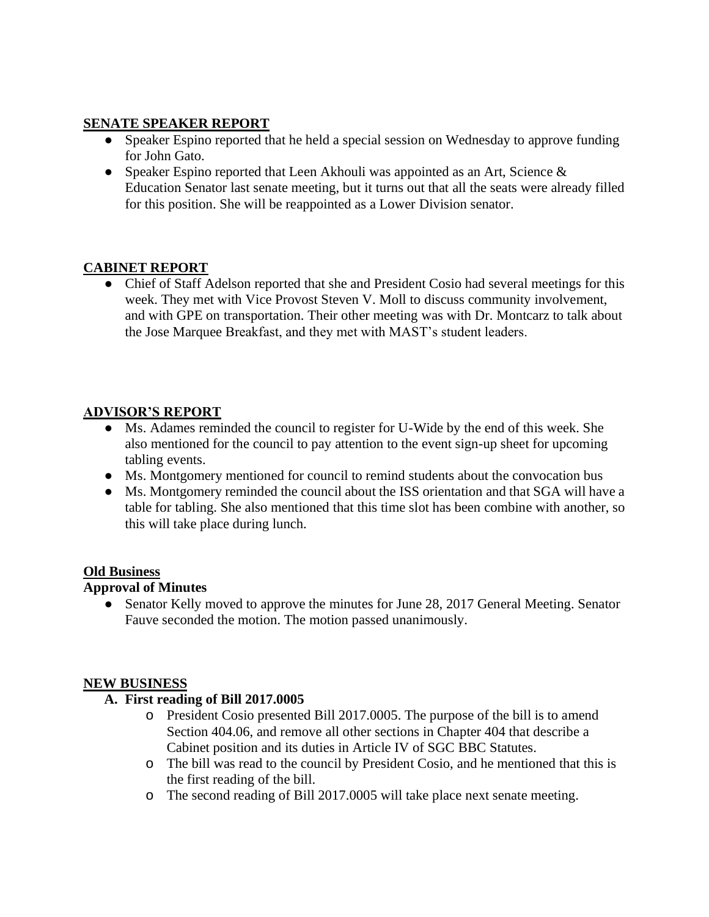## SENATE SPEAKER REPORT

- Speaker Espino reported that he held a special session on Wednesday to approve funding for John Gato.
- Speaker Espino reported that Leen Akhouli was appointed as an Art, Science & Education Senator last senate meeting, but it turns out that all the seats were already filled for this position. She will be reappointed as a Lower Division senator.

## CABINET REPORT

- Chief of Staff Adelson reported that she and President Cosio had several meetings for this week. They met with Vice Provost Steven V. Moll to discuss community involvement, and with GPE on transportation. Their other meeting was with Dr. Montcarz to talk about the Jose Marquee Breakfast, and they met with MAST's student leaders.

## ADVISOR'S REPORT

- Ms. Adames reminded the council to register for U-Wide by the end of this week. She also mentioned for the council to pay attention to the event sign-up sheet for upcoming tabling events.
- Ms. Montgomery mentioned for council to remind students about the convocation bus
- Ms. Montgomery reminded the council about the ISS orientation and that SGA will have a table for tabling. She also mentioned that this time slot has been combine with another, so this will take place during lunch.

## Old Business

### Approval of Minutes

- Senator Kelly moved to approve the minutes for June 28, 2017 General Meeting. Senator Fauve seconded the motion. The motion passed unanimously.

## NEW BUSINESS

### A. First reading of Bill 2017.0005

- President Cosio presented Bill 2017.0005. The purpose of the bill is to amend Section 404.06, and remove all other sections in Chapter 404 that describe a Cabinet position and its duties in Article IV of SGC BBC Statutes.
- The bill was read to the council by President Cosio, and he mentioned that this is the first reading of the bill.
- The second reading of Bill 2017.0005 will take place next senate meeting.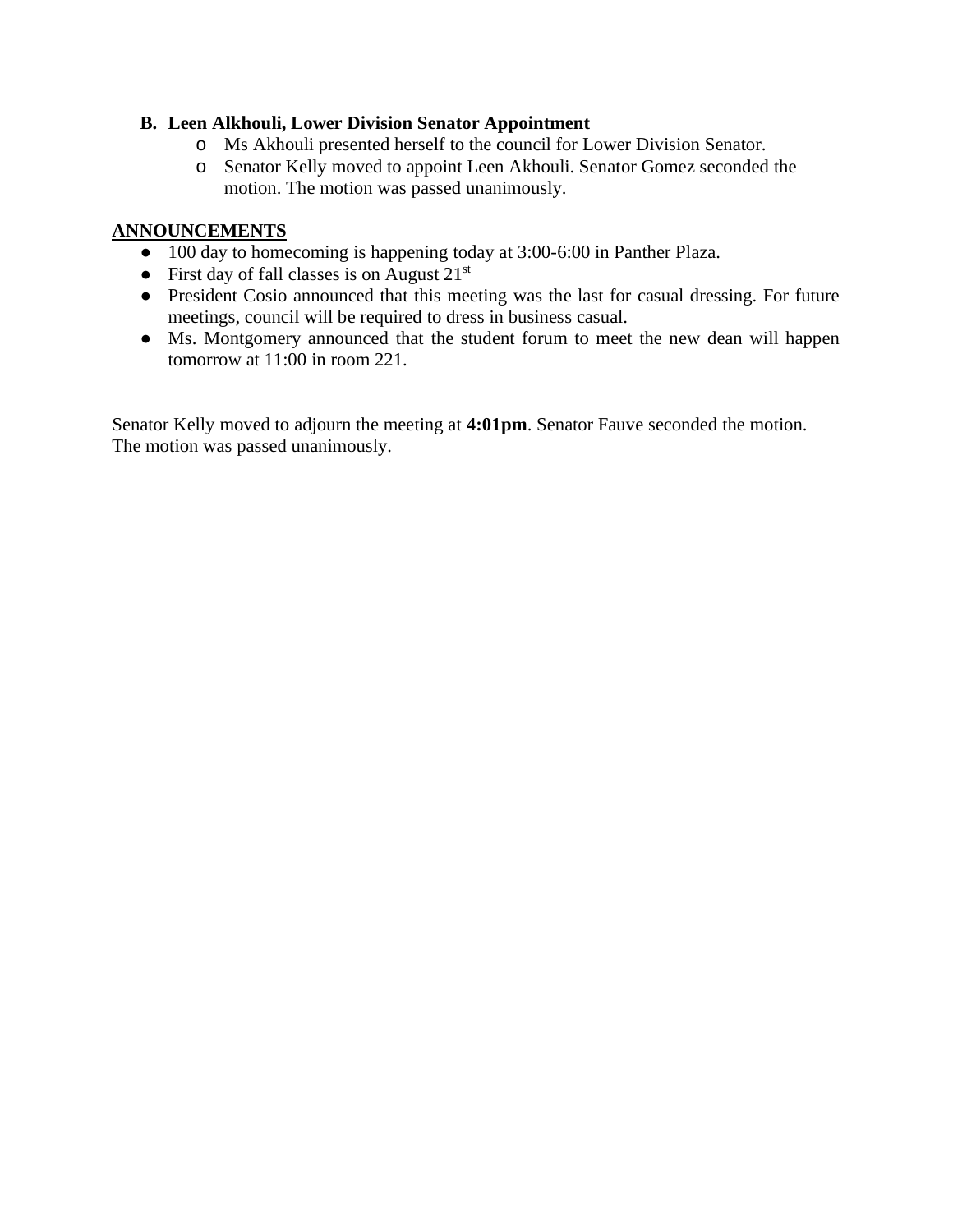**B. Leen Alkhouli, Lower Division Senator Appointment**

- Ms Akhouli presented herself to the council for Lower Division Senator.
- Senator Kelly moved to appoint Leen Akhouli. Senator Gomez seconded the motion. The motion was passed unanimously.

**ANNOUNCEMENTS**

- 100 day to homecoming is happening today at 3:00-6:00 in Panther Plaza.
- First day of fall classes is on August 21st
- President Cosio announced that this meeting was the last for casual dressing. For future meetings, council will be required to dress in business casual.
- Ms. Montgomery announced that the student forum to meet the new dean will happen tomorrow at 11:00 in room 221.

Senator Kelly moved to adjourn the meeting at **4:01pm**. Senator Fauve seconded the motion. The motion was passed unanimously.